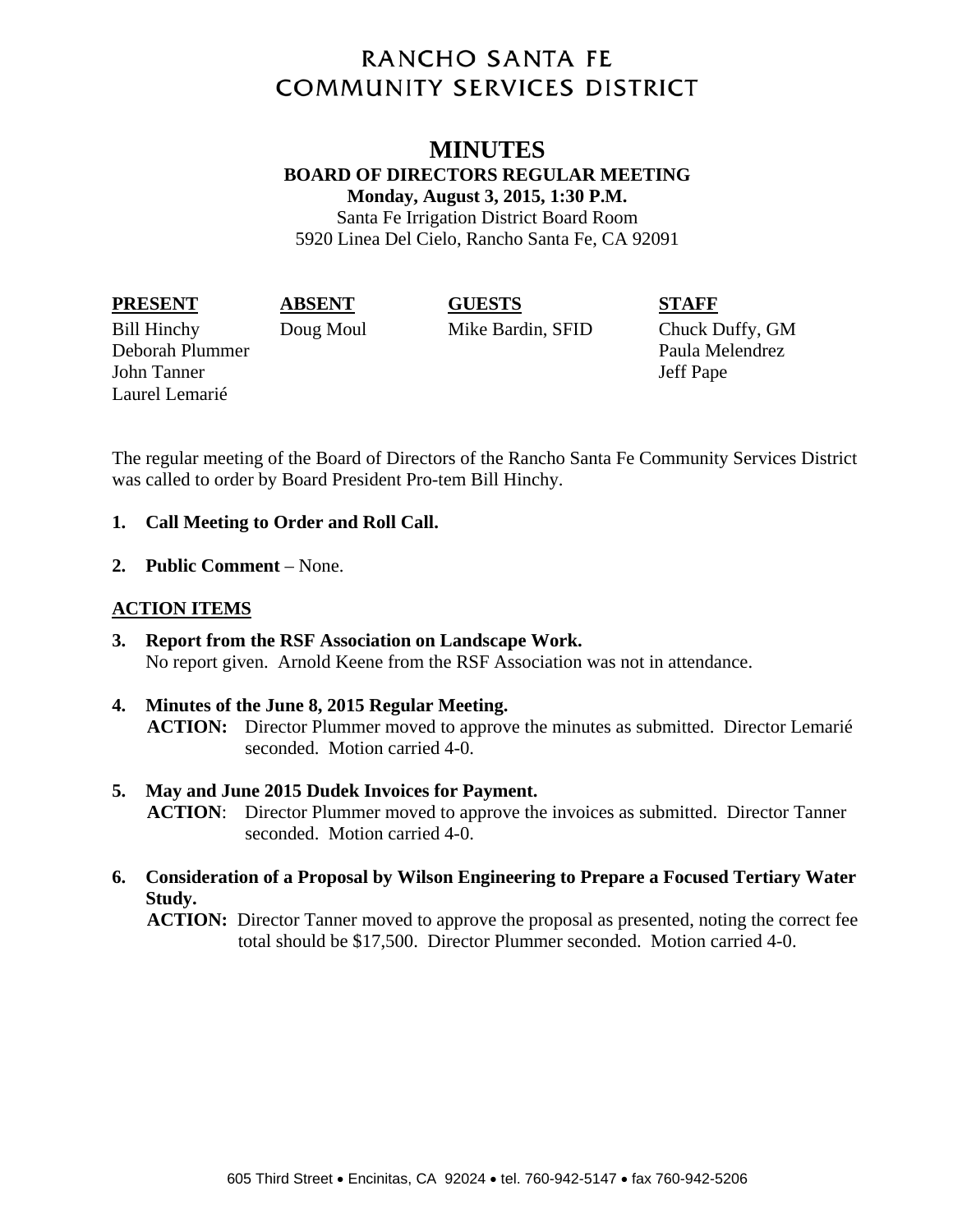# RANCHO SANTA FE COMMUNITY SERVICES DISTRICT

## MINUTES

**BOARD OF DIRECTORS REGULAR MEETING**
**Monday, August 3, 2015, 1:30 P.M.**
Santa Fe Irrigation District Board Room
5920 Linea Del Cielo, Rancho Santa Fe, CA 92091

| PRESENT | ABSENT | GUESTS | STAFF |
|---|---|---|---|
| Bill Hinchy | Doug Moul | Mike Bardin, SFID | Chuck Duffy, GM |
| Deborah Plummer | | | Paula Melendrez |
| John Tanner | | | Jeff Pape |
| Laurel Lemarié | | | |

The regular meeting of the Board of Directors of the Rancho Santa Fe Community Services District was called to order by Board President Pro-tem Bill Hinchy.

1. **Call Meeting to Order and Roll Call.**

2. **Public Comment** – None.

### ACTION ITEMS

3. **Report from the RSF Association on Landscape Work.**
   No report given. Arnold Keene from the RSF Association was not in attendance.

4. **Minutes of the June 8, 2015 Regular Meeting.**
   **ACTION:** Director Plummer moved to approve the minutes as submitted. Director Lemarié seconded. Motion carried 4-0.

5. **May and June 2015 Dudek Invoices for Payment.**
   **ACTION**: Director Plummer moved to approve the invoices as submitted. Director Tanner seconded. Motion carried 4-0.

6. **Consideration of a Proposal by Wilson Engineering to Prepare a Focused Tertiary Water Study.**
   **ACTION:** Director Tanner moved to approve the proposal as presented, noting the correct fee total should be $17,500. Director Plummer seconded. Motion carried 4-0.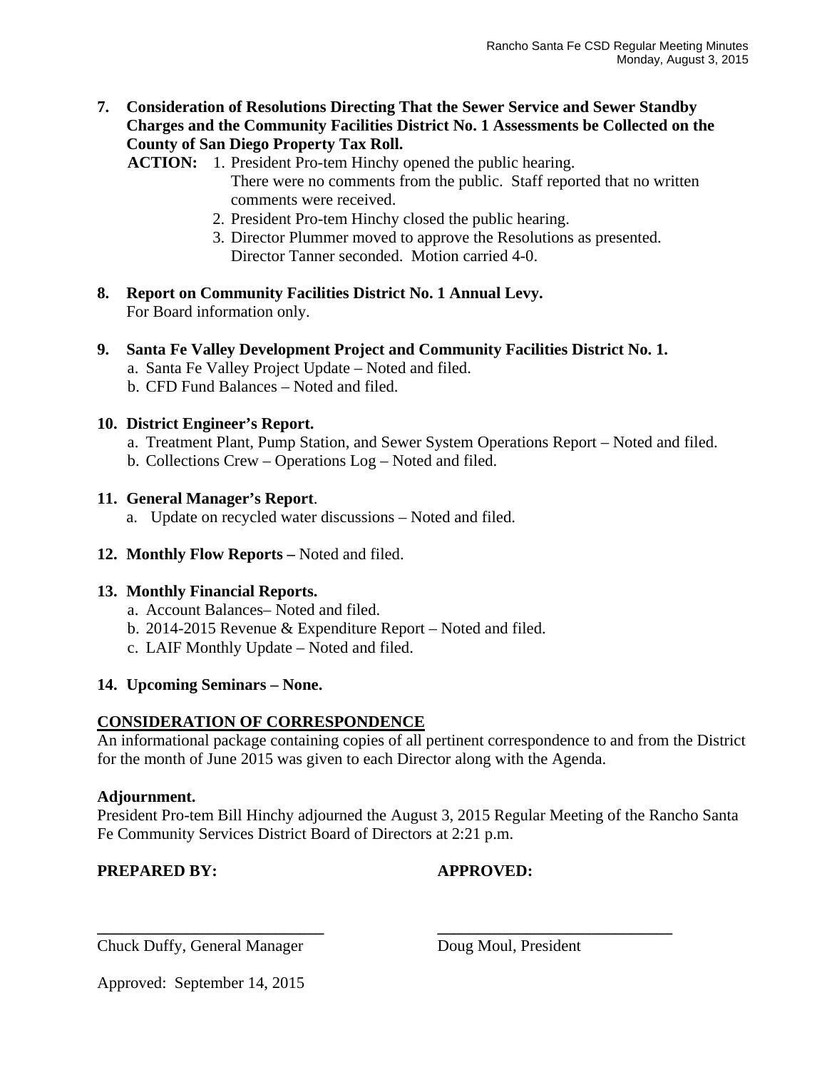**7. Consideration of Resolutions Directing That the Sewer Service and Sewer Standby Charges and the Community Facilities District No. 1 Assessments be Collected on the County of San Diego Property Tax Roll.**

**ACTION:**
1. President Pro-tem Hinchy opened the public hearing. There were no comments from the public. Staff reported that no written comments were received.
2. President Pro-tem Hinchy closed the public hearing.
3. Director Plummer moved to approve the Resolutions as presented. Director Tanner seconded. Motion carried 4-0.

**8. Report on Community Facilities District No. 1 Annual Levy.**
For Board information only.

**9. Santa Fe Valley Development Project and Community Facilities District No. 1.**

a. Santa Fe Valley Project Update – Noted and filed.
b. CFD Fund Balances – Noted and filed.

**10. District Engineer's Report.**

a. Treatment Plant, Pump Station, and Sewer System Operations Report – Noted and filed.
b. Collections Crew – Operations Log – Noted and filed.

**11. General Manager's Report**.

a. Update on recycled water discussions – Noted and filed.

**12. Monthly Flow Reports –** Noted and filed.

**13. Monthly Financial Reports.**

a. Account Balances– Noted and filed.
b. 2014-2015 Revenue & Expenditure Report – Noted and filed.
c. LAIF Monthly Update – Noted and filed.

**14. Upcoming Seminars – None.**

**CONSIDERATION OF CORRESPONDENCE**
An informational package containing copies of all pertinent correspondence to and from the District for the month of June 2015 was given to each Director along with the Agenda.

**Adjournment.**
President Pro-tem Bill Hinchy adjourned the August 3, 2015 Regular Meeting of the Rancho Santa Fe Community Services District Board of Directors at 2:21 p.m.

**PREPARED BY:** **APPROVED:**

\_\_\_\_\_\_\_\_\_\_\_\_\_\_\_\_\_\_\_\_\_\_\_\_\_\_\_\_ \_\_\_\_\_\_\_\_\_\_\_\_\_\_\_\_\_\_\_\_\_\_\_\_\_\_\_\_

Chuck Duffy, General Manager Doug Moul, President

Approved: September 14, 2015